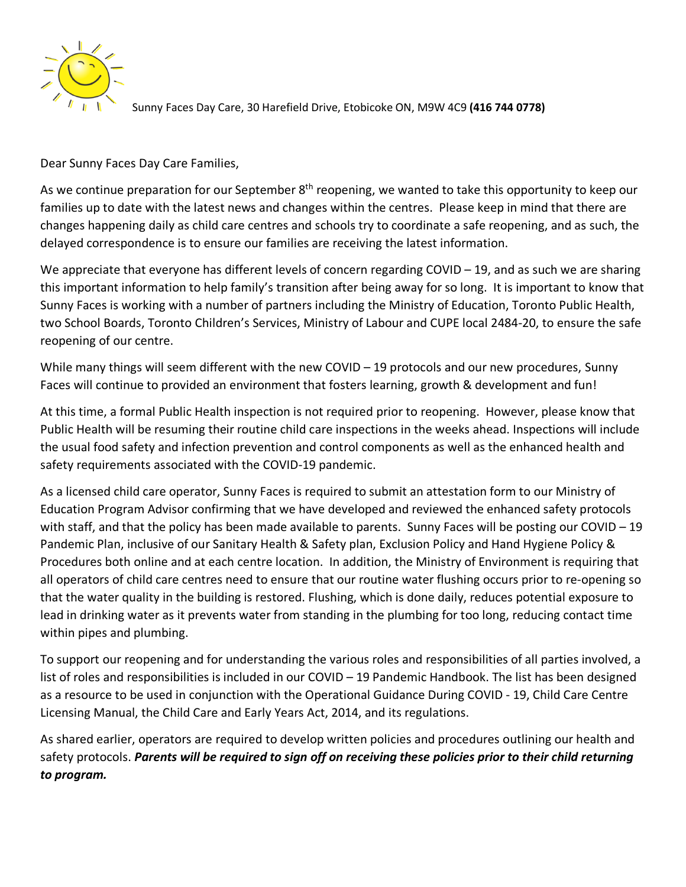Sunny Faces Day Care, 30 Harefield Drive, Etobicoke ON, M9W 4C9 **(416 744 0778)**

Dear Sunny Faces Day Care Families,

As we continue preparation for our September 8th reopening, we wanted to take this opportunity to keep our families up to date with the latest news and changes within the centres. Please keep in mind that there are changes happening daily as child care centres and schools try to coordinate a safe reopening, and as such, the delayed correspondence is to ensure our families are receiving the latest information.

We appreciate that everyone has different levels of concern regarding COVID – 19, and as such we are sharing this important information to help family's transition after being away for so long. It is important to know that Sunny Faces is working with a number of partners including the Ministry of Education, Toronto Public Health, two School Boards, Toronto Children's Services, Ministry of Labour and CUPE local 2484-20, to ensure the safe reopening of our centre.

While many things will seem different with the new COVID – 19 protocols and our new procedures, Sunny Faces will continue to provided an environment that fosters learning, growth & development and fun!

At this time, a formal Public Health inspection is not required prior to reopening. However, please know that Public Health will be resuming their routine child care inspections in the weeks ahead. Inspections will include the usual food safety and infection prevention and control components as well as the enhanced health and safety requirements associated with the COVID-19 pandemic.

As a licensed child care operator, Sunny Faces is required to submit an attestation form to our Ministry of Education Program Advisor confirming that we have developed and reviewed the enhanced safety protocols with staff, and that the policy has been made available to parents. Sunny Faces will be posting our COVID – 19 Pandemic Plan, inclusive of our Sanitary Health & Safety plan, Exclusion Policy and Hand Hygiene Policy & Procedures both online and at each centre location. In addition, the Ministry of Environment is requiring that all operators of child care centres need to ensure that our routine water flushing occurs prior to re-opening so that the water quality in the building is restored. Flushing, which is done daily, reduces potential exposure to lead in drinking water as it prevents water from standing in the plumbing for too long, reducing contact time within pipes and plumbing.

To support our reopening and for understanding the various roles and responsibilities of all parties involved, a list of roles and responsibilities is included in our COVID – 19 Pandemic Handbook. The list has been designed as a resource to be used in conjunction with the Operational Guidance During COVID - 19, Child Care Centre Licensing Manual, the Child Care and Early Years Act, 2014, and its regulations.

As shared earlier, operators are required to develop written policies and procedures outlining our health and safety protocols. ***Parents will be required to sign off on receiving these policies prior to their child returning to program.***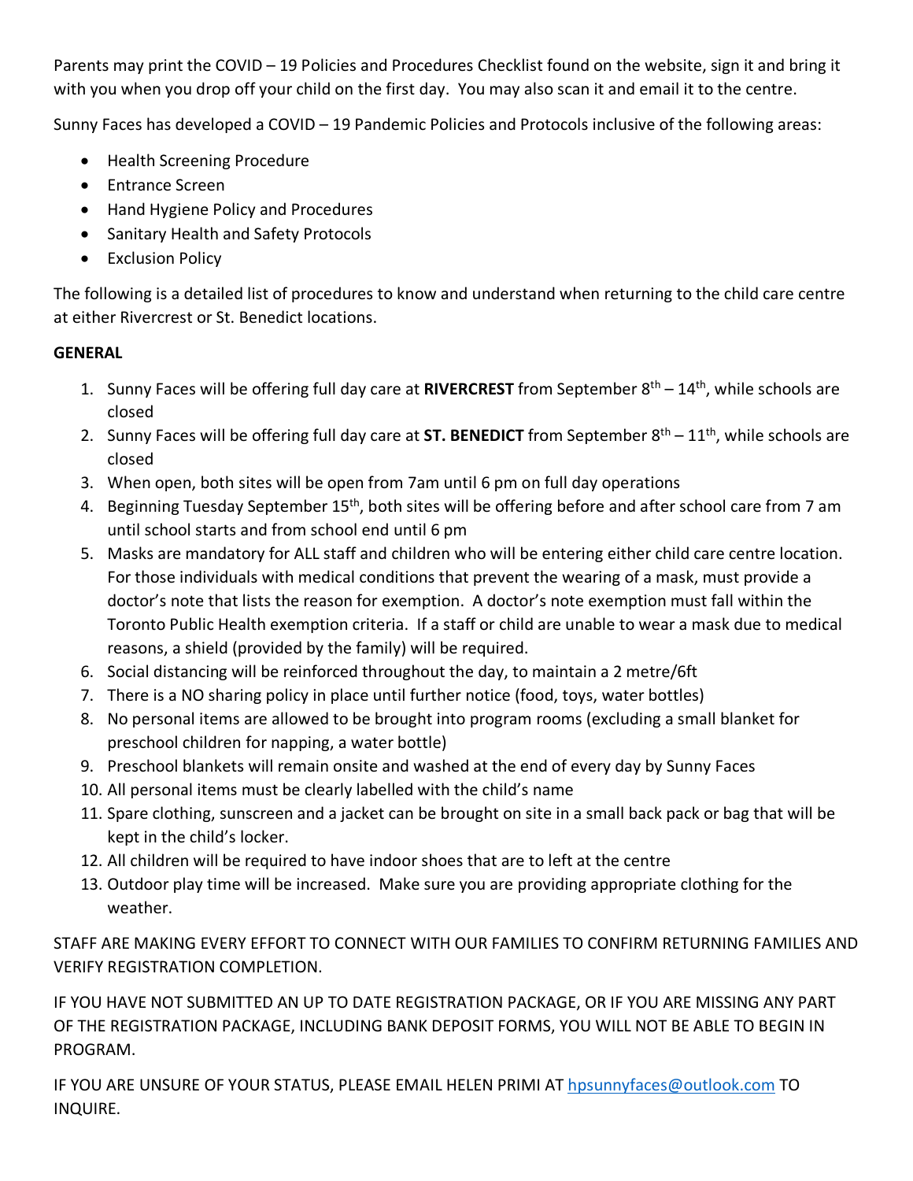Parents may print the COVID – 19 Policies and Procedures Checklist found on the website, sign it and bring it with you when you drop off your child on the first day. You may also scan it and email it to the centre.

Sunny Faces has developed a COVID – 19 Pandemic Policies and Protocols inclusive of the following areas:

- Health Screening Procedure
- Entrance Screen
- Hand Hygiene Policy and Procedures
- Sanitary Health and Safety Protocols
- Exclusion Policy

The following is a detailed list of procedures to know and understand when returning to the child care centre at either Rivercrest or St. Benedict locations.

**GENERAL**

1. Sunny Faces will be offering full day care at **RIVERCREST** from September 8th – 14th, while schools are closed
2. Sunny Faces will be offering full day care at **ST. BENEDICT** from September 8th – 11th, while schools are closed
3. When open, both sites will be open from 7am until 6 pm on full day operations
4. Beginning Tuesday September 15th, both sites will be offering before and after school care from 7 am until school starts and from school end until 6 pm
5. Masks are mandatory for ALL staff and children who will be entering either child care centre location. For those individuals with medical conditions that prevent the wearing of a mask, must provide a doctor's note that lists the reason for exemption. A doctor's note exemption must fall within the Toronto Public Health exemption criteria. If a staff or child are unable to wear a mask due to medical reasons, a shield (provided by the family) will be required.
6. Social distancing will be reinforced throughout the day, to maintain a 2 metre/6ft
7. There is a NO sharing policy in place until further notice (food, toys, water bottles)
8. No personal items are allowed to be brought into program rooms (excluding a small blanket for preschool children for napping, a water bottle)
9. Preschool blankets will remain onsite and washed at the end of every day by Sunny Faces
10. All personal items must be clearly labelled with the child's name
11. Spare clothing, sunscreen and a jacket can be brought on site in a small back pack or bag that will be kept in the child's locker.
12. All children will be required to have indoor shoes that are to left at the centre
13. Outdoor play time will be increased. Make sure you are providing appropriate clothing for the weather.

STAFF ARE MAKING EVERY EFFORT TO CONNECT WITH OUR FAMILIES TO CONFIRM RETURNING FAMILIES AND VERIFY REGISTRATION COMPLETION.

IF YOU HAVE NOT SUBMITTED AN UP TO DATE REGISTRATION PACKAGE, OR IF YOU ARE MISSING ANY PART OF THE REGISTRATION PACKAGE, INCLUDING BANK DEPOSIT FORMS, YOU WILL NOT BE ABLE TO BEGIN IN PROGRAM.

IF YOU ARE UNSURE OF YOUR STATUS, PLEASE EMAIL HELEN PRIMI AT hpsunnyfaces@outlook.com TO INQUIRE.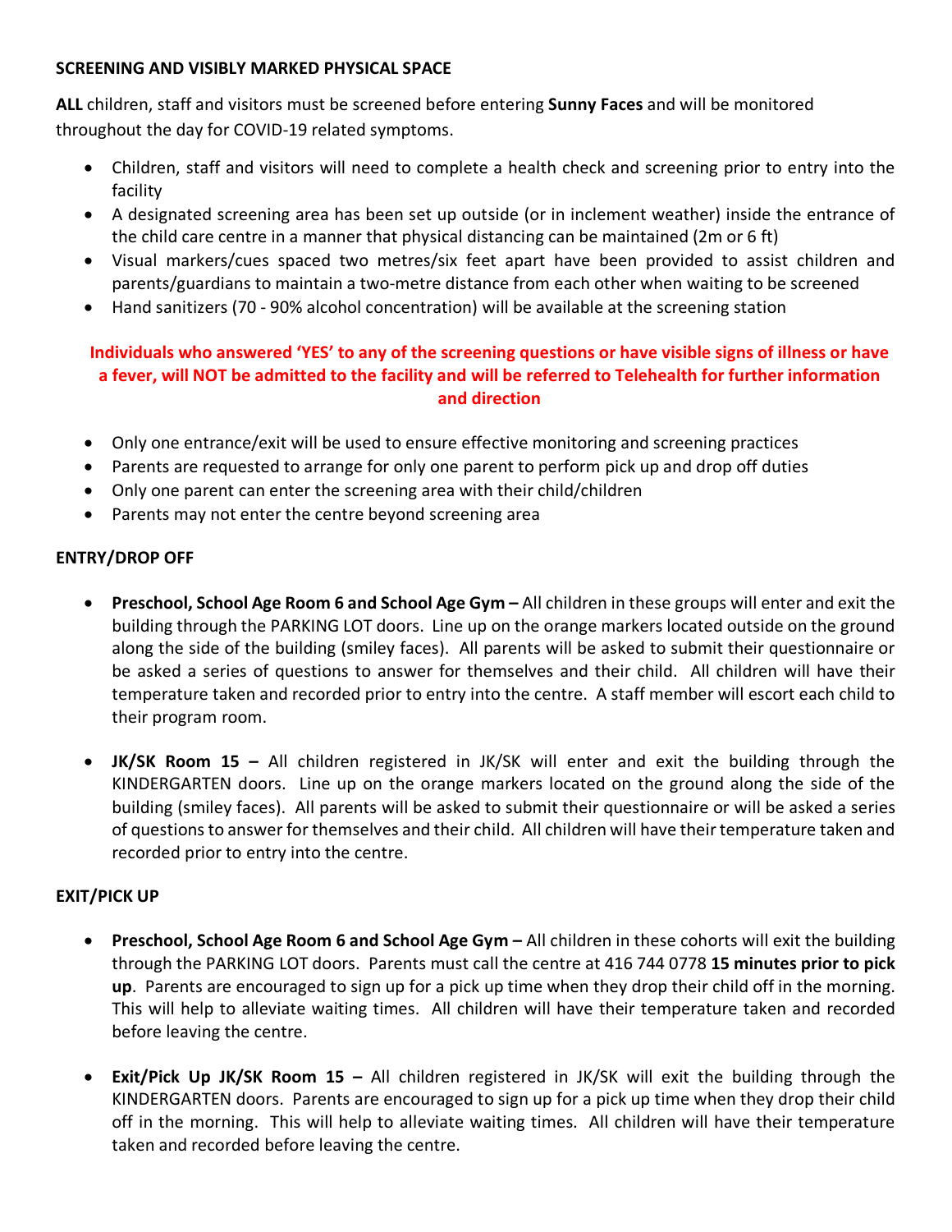**SCREENING AND VISIBLY MARKED PHYSICAL SPACE**

**ALL** children, staff and visitors must be screened before entering **Sunny Faces** and will be monitored throughout the day for COVID-19 related symptoms.

- Children, staff and visitors will need to complete a health check and screening prior to entry into the facility
- A designated screening area has been set up outside (or in inclement weather) inside the entrance of the child care centre in a manner that physical distancing can be maintained (2m or 6 ft)
- Visual markers/cues spaced two metres/six feet apart have been provided to assist children and parents/guardians to maintain a two-metre distance from each other when waiting to be screened
- Hand sanitizers (70 - 90% alcohol concentration) will be available at the screening station

**Individuals who answered 'YES' to any of the screening questions or have visible signs of illness or have a fever, will NOT be admitted to the facility and will be referred to Telehealth for further information and direction**

- Only one entrance/exit will be used to ensure effective monitoring and screening practices
- Parents are requested to arrange for only one parent to perform pick up and drop off duties
- Only one parent can enter the screening area with their child/children
- Parents may not enter the centre beyond screening area

**ENTRY/DROP OFF**

- **Preschool, School Age Room 6 and School Age Gym –** All children in these groups will enter and exit the building through the PARKING LOT doors. Line up on the orange markers located outside on the ground along the side of the building (smiley faces). All parents will be asked to submit their questionnaire or be asked a series of questions to answer for themselves and their child. All children will have their temperature taken and recorded prior to entry into the centre. A staff member will escort each child to their program room.

- **JK/SK Room 15 –** All children registered in JK/SK will enter and exit the building through the KINDERGARTEN doors. Line up on the orange markers located on the ground along the side of the building (smiley faces). All parents will be asked to submit their questionnaire or will be asked a series of questions to answer for themselves and their child. All children will have their temperature taken and recorded prior to entry into the centre.

**EXIT/PICK UP**

- **Preschool, School Age Room 6 and School Age Gym –** All children in these cohorts will exit the building through the PARKING LOT doors. Parents must call the centre at 416 744 0778 **15 minutes prior to pick up**. Parents are encouraged to sign up for a pick up time when they drop their child off in the morning. This will help to alleviate waiting times. All children will have their temperature taken and recorded before leaving the centre.

- **Exit/Pick Up JK/SK Room 15 –** All children registered in JK/SK will exit the building through the KINDERGARTEN doors. Parents are encouraged to sign up for a pick up time when they drop their child off in the morning. This will help to alleviate waiting times. All children will have their temperature taken and recorded before leaving the centre.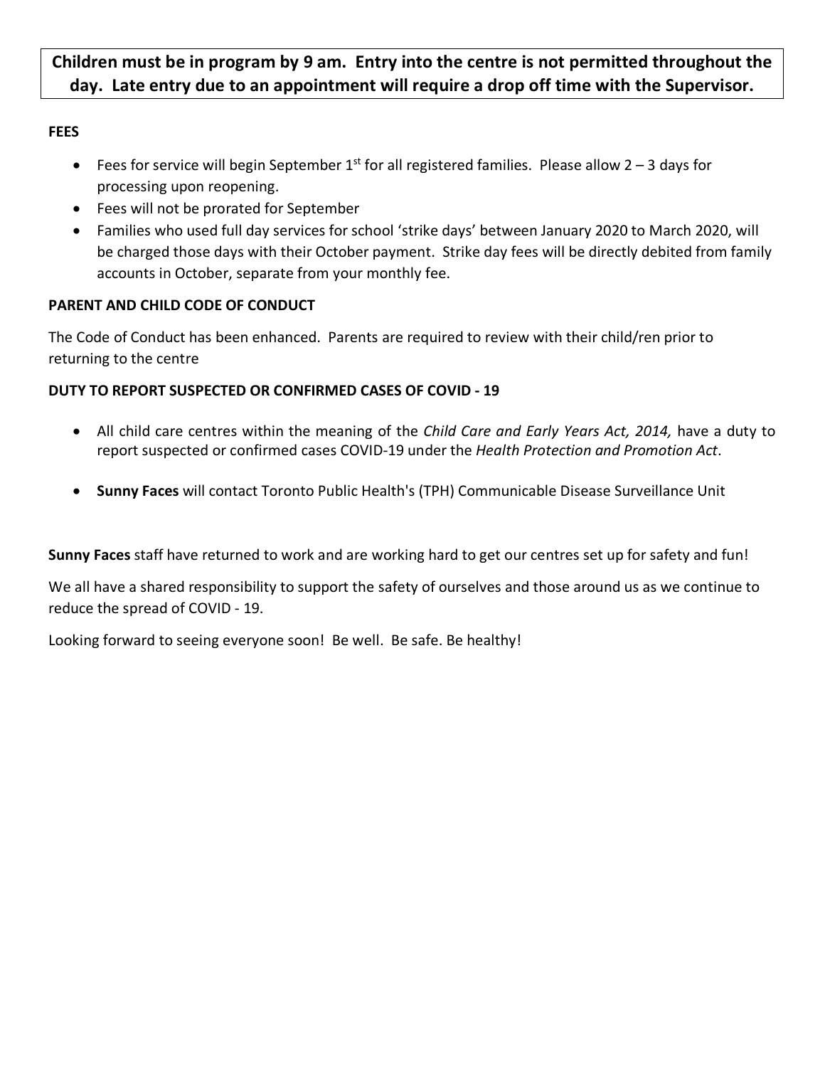**Children must be in program by 9 am. Entry into the centre is not permitted throughout the day. Late entry due to an appointment will require a drop off time with the Supervisor.**

**FEES**

- Fees for service will begin September 1st for all registered families. Please allow 2 – 3 days for processing upon reopening.
- Fees will not be prorated for September
- Families who used full day services for school 'strike days' between January 2020 to March 2020, will be charged those days with their October payment. Strike day fees will be directly debited from family accounts in October, separate from your monthly fee.

**PARENT AND CHILD CODE OF CONDUCT**

The Code of Conduct has been enhanced. Parents are required to review with their child/ren prior to returning to the centre

**DUTY TO REPORT SUSPECTED OR CONFIRMED CASES OF COVID - 19**

- All child care centres within the meaning of the *Child Care and Early Years Act, 2014,* have a duty to report suspected or confirmed cases COVID-19 under the *Health Protection and Promotion Act*.
- **Sunny Faces** will contact Toronto Public Health's (TPH) Communicable Disease Surveillance Unit

**Sunny Faces** staff have returned to work and are working hard to get our centres set up for safety and fun!

We all have a shared responsibility to support the safety of ourselves and those around us as we continue to reduce the spread of COVID - 19.

Looking forward to seeing everyone soon! Be well. Be safe. Be healthy!